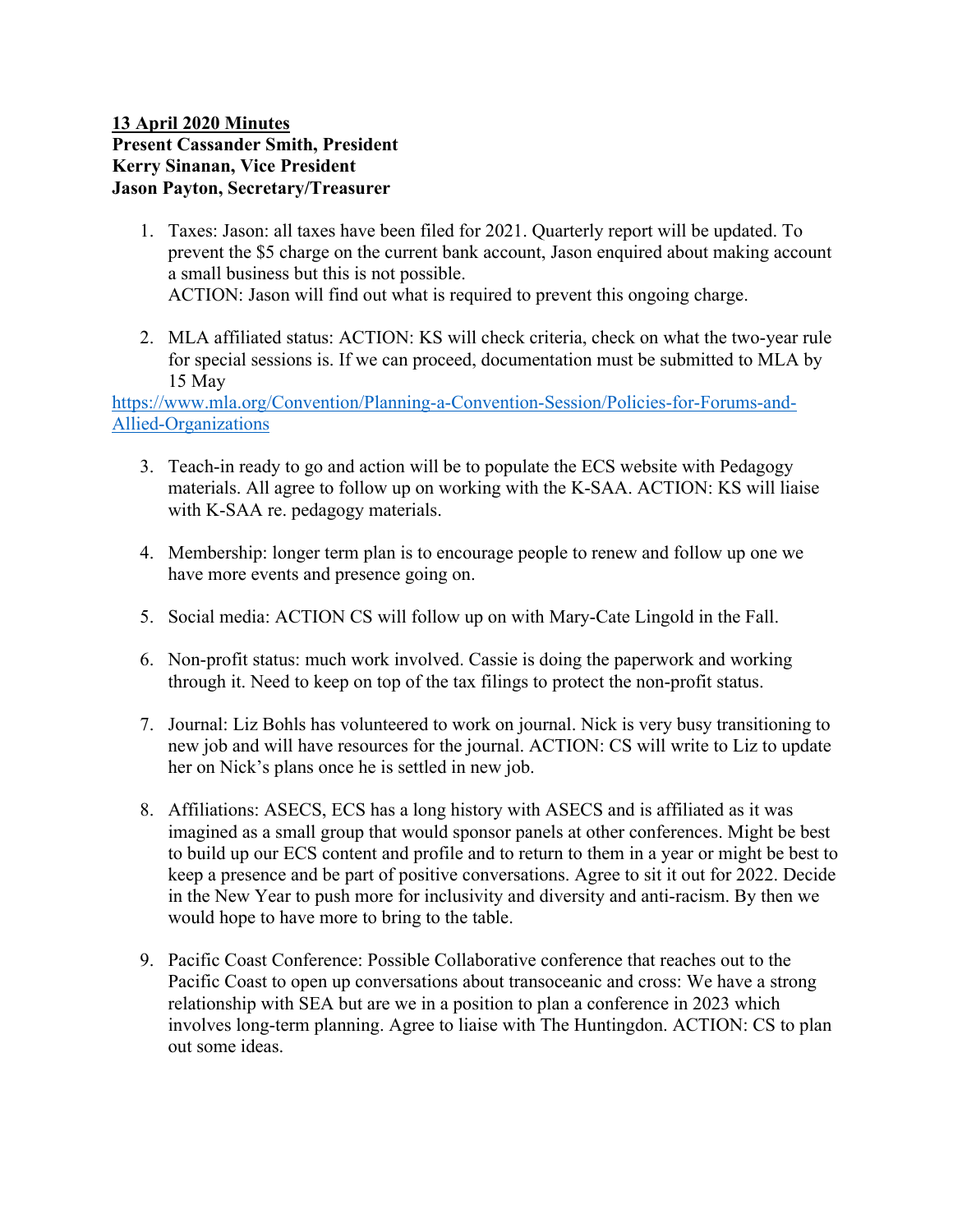**<u>13 April 2020 Minutes</u>**
**Present Cassander Smith, President**
**Kerry Sinanan, Vice President**
**Jason Payton, Secretary/Treasurer**

1. Taxes: Jason: all taxes have been filed for 2021. Quarterly report will be updated. To prevent the $5 charge on the current bank account, Jason enquired about making account a small business but this is not possible.
   ACTION: Jason will find out what is required to prevent this ongoing charge.

2. MLA affiliated status: ACTION: KS will check criteria, check on what the two-year rule for special sessions is. If we can proceed, documentation must be submitted to MLA by 15 May

https://www.mla.org/Convention/Planning-a-Convention-Session/Policies-for-Forums-and-Allied-Organizations

3. Teach-in ready to go and action will be to populate the ECS website with Pedagogy materials. All agree to follow up on working with the K-SAA. ACTION: KS will liaise with K-SAA re. pedagogy materials.

4. Membership: longer term plan is to encourage people to renew and follow up one we have more events and presence going on.

5. Social media: ACTION CS will follow up on with Mary-Cate Lingold in the Fall.

6. Non-profit status: much work involved. Cassie is doing the paperwork and working through it. Need to keep on top of the tax filings to protect the non-profit status.

7. Journal: Liz Bohls has volunteered to work on journal. Nick is very busy transitioning to new job and will have resources for the journal. ACTION: CS will write to Liz to update her on Nick's plans once he is settled in new job.

8. Affiliations: ASECS, ECS has a long history with ASECS and is affiliated as it was imagined as a small group that would sponsor panels at other conferences. Might be best to build up our ECS content and profile and to return to them in a year or might be best to keep a presence and be part of positive conversations. Agree to sit it out for 2022. Decide in the New Year to push more for inclusivity and diversity and anti-racism. By then we would hope to have more to bring to the table.

9. Pacific Coast Conference: Possible Collaborative conference that reaches out to the Pacific Coast to open up conversations about transoceanic and cross: We have a strong relationship with SEA but are we in a position to plan a conference in 2023 which involves long-term planning. Agree to liaise with The Huntingdon. ACTION: CS to plan out some ideas.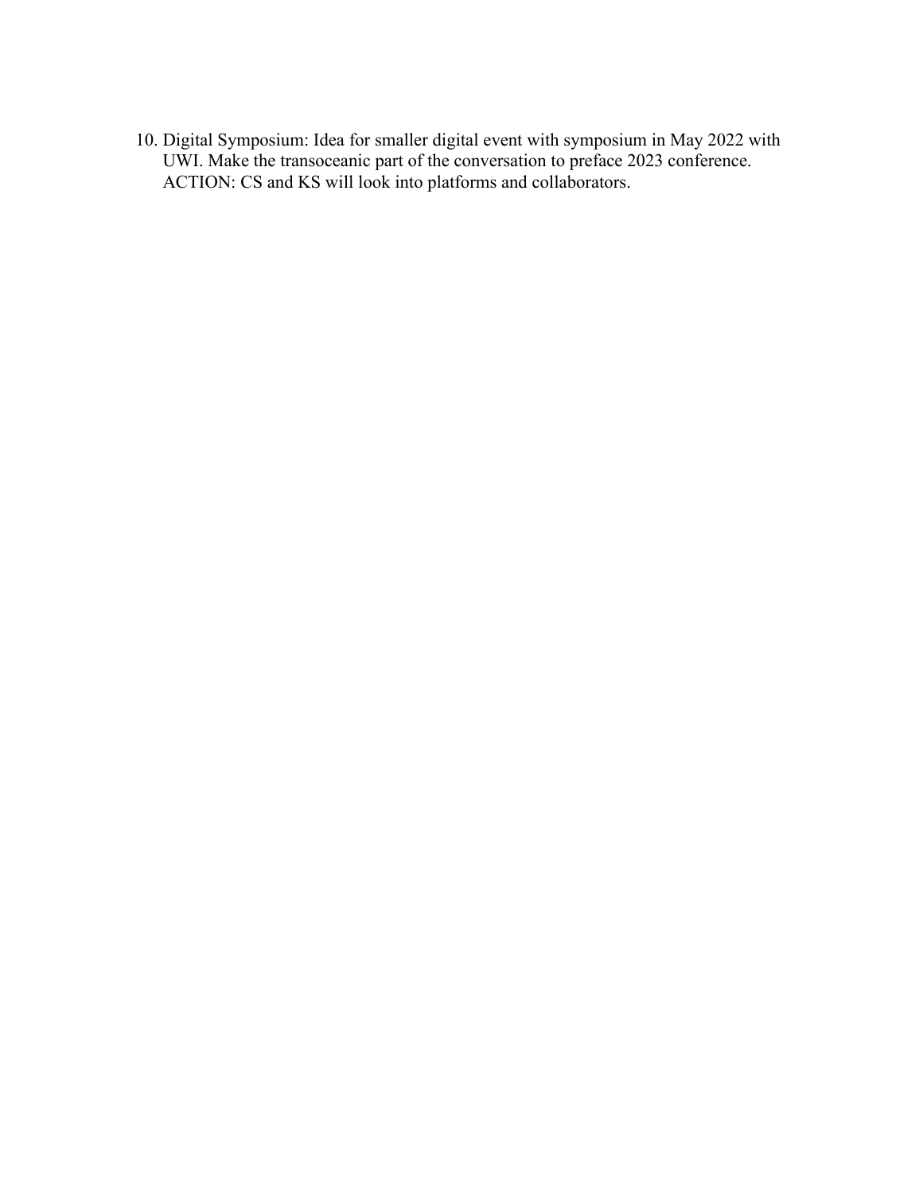10. Digital Symposium: Idea for smaller digital event with symposium in May 2022 with UWI. Make the transoceanic part of the conversation to preface 2023 conference. ACTION: CS and KS will look into platforms and collaborators.